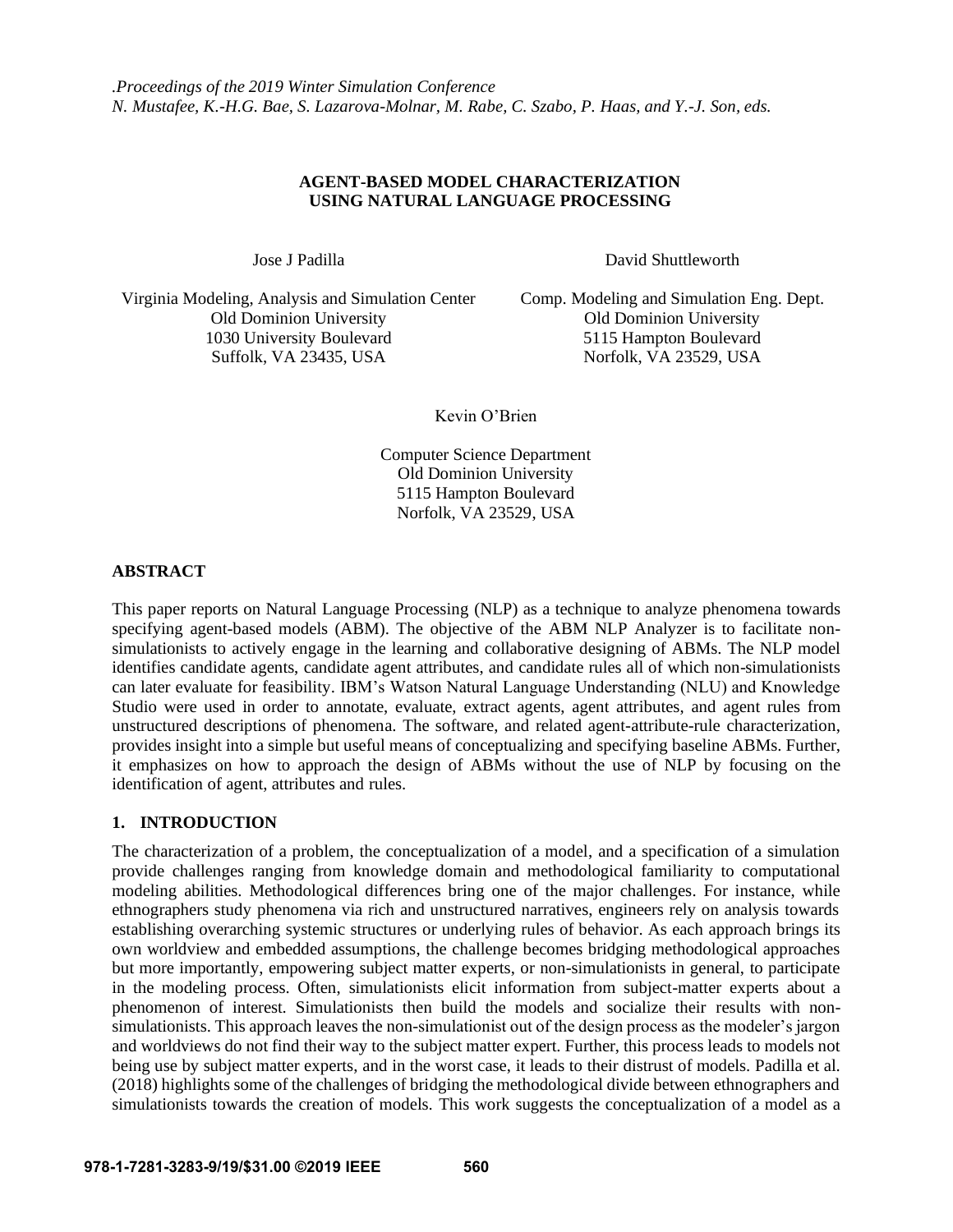# AGENT-BASED MODEL CHARACTERIZATION USING NATURAL LANGUAGE PROCESSING

Jose J Padilla

Virginia Modeling, Analysis and Simulation Center
Old Dominion University
1030 University Boulevard
Suffolk, VA 23435, USA

David Shuttleworth

Comp. Modeling and Simulation Eng. Dept.
Old Dominion University
5115 Hampton Boulevard
Norfolk, VA 23529, USA

Kevin O'Brien

Computer Science Department
Old Dominion University
5115 Hampton Boulevard
Norfolk, VA 23529, USA

## ABSTRACT

This paper reports on Natural Language Processing (NLP) as a technique to analyze phenomena towards specifying agent-based models (ABM). The objective of the ABM NLP Analyzer is to facilitate non-simulationists to actively engage in the learning and collaborative designing of ABMs. The NLP model identifies candidate agents, candidate agent attributes, and candidate rules all of which non-simulationists can later evaluate for feasibility. IBM's Watson Natural Language Understanding (NLU) and Knowledge Studio were used in order to annotate, evaluate, extract agents, agent attributes, and agent rules from unstructured descriptions of phenomena. The software, and related agent-attribute-rule characterization, provides insight into a simple but useful means of conceptualizing and specifying baseline ABMs. Further, it emphasizes on how to approach the design of ABMs without the use of NLP by focusing on the identification of agent, attributes and rules.

## 1. INTRODUCTION

The characterization of a problem, the conceptualization of a model, and a specification of a simulation provide challenges ranging from knowledge domain and methodological familiarity to computational modeling abilities. Methodological differences bring one of the major challenges. For instance, while ethnographers study phenomena via rich and unstructured narratives, engineers rely on analysis towards establishing overarching systemic structures or underlying rules of behavior. As each approach brings its own worldview and embedded assumptions, the challenge becomes bridging methodological approaches but more importantly, empowering subject matter experts, or non-simulationists in general, to participate in the modeling process. Often, simulationists elicit information from subject-matter experts about a phenomenon of interest. Simulationists then build the models and socialize their results with non-simulationists. This approach leaves the non-simulationist out of the design process as the modeler's jargon and worldviews do not find their way to the subject matter expert. Further, this process leads to models not being use by subject matter experts, and in the worst case, it leads to their distrust of models. Padilla et al. (2018) highlights some of the challenges of bridging the methodological divide between ethnographers and simulationists towards the creation of models. This work suggests the conceptualization of a model as a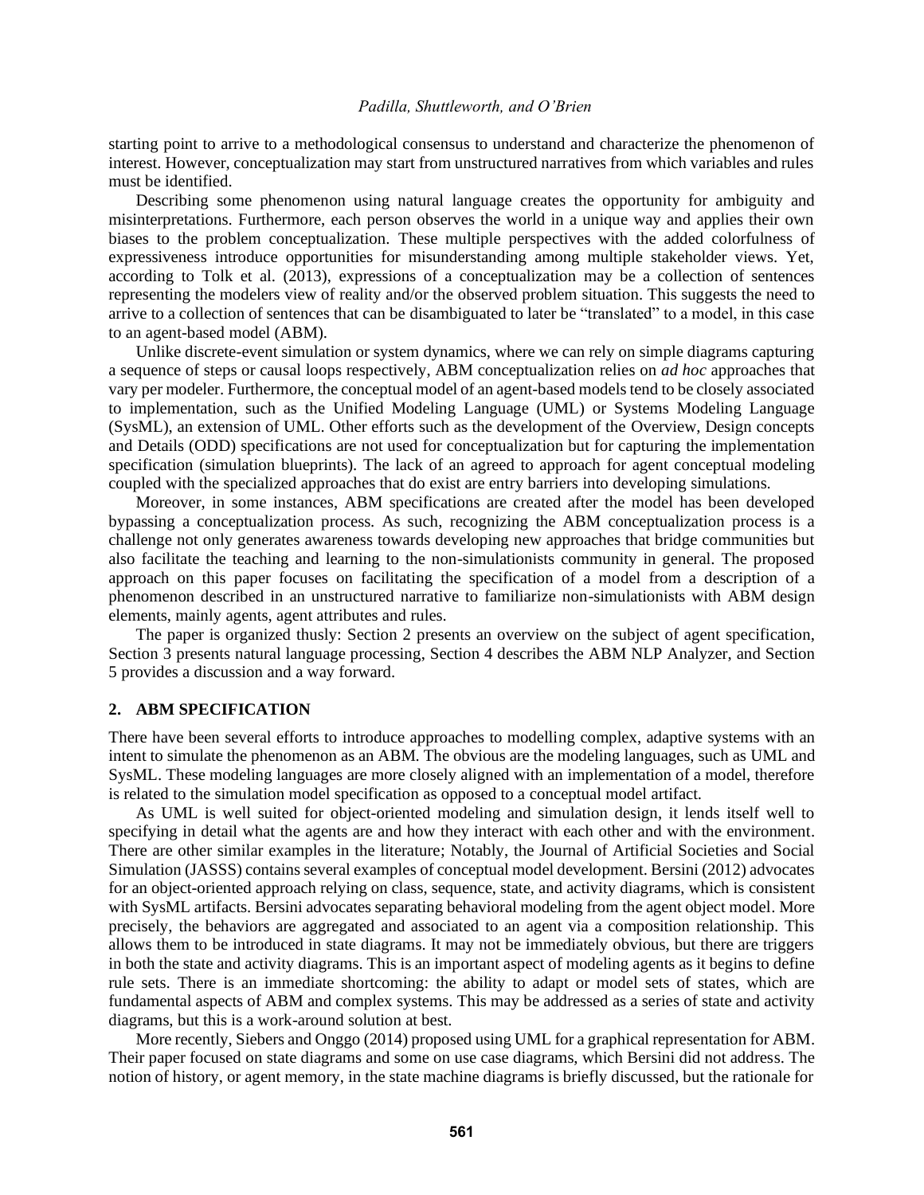starting point to arrive to a methodological consensus to understand and characterize the phenomenon of interest. However, conceptualization may start from unstructured narratives from which variables and rules must be identified.

Describing some phenomenon using natural language creates the opportunity for ambiguity and misinterpretations. Furthermore, each person observes the world in a unique way and applies their own biases to the problem conceptualization. These multiple perspectives with the added colorfulness of expressiveness introduce opportunities for misunderstanding among multiple stakeholder views. Yet, according to Tolk et al. (2013), expressions of a conceptualization may be a collection of sentences representing the modelers view of reality and/or the observed problem situation. This suggests the need to arrive to a collection of sentences that can be disambiguated to later be "translated" to a model, in this case to an agent-based model (ABM).

Unlike discrete-event simulation or system dynamics, where we can rely on simple diagrams capturing a sequence of steps or causal loops respectively, ABM conceptualization relies on *ad hoc* approaches that vary per modeler. Furthermore, the conceptual model of an agent-based models tend to be closely associated to implementation, such as the Unified Modeling Language (UML) or Systems Modeling Language (SysML), an extension of UML. Other efforts such as the development of the Overview, Design concepts and Details (ODD) specifications are not used for conceptualization but for capturing the implementation specification (simulation blueprints). The lack of an agreed to approach for agent conceptual modeling coupled with the specialized approaches that do exist are entry barriers into developing simulations.

Moreover, in some instances, ABM specifications are created after the model has been developed bypassing a conceptualization process. As such, recognizing the ABM conceptualization process is a challenge not only generates awareness towards developing new approaches that bridge communities but also facilitate the teaching and learning to the non-simulationists community in general. The proposed approach on this paper focuses on facilitating the specification of a model from a description of a phenomenon described in an unstructured narrative to familiarize non-simulationists with ABM design elements, mainly agents, agent attributes and rules.

The paper is organized thusly: Section 2 presents an overview on the subject of agent specification, Section 3 presents natural language processing, Section 4 describes the ABM NLP Analyzer, and Section 5 provides a discussion and a way forward.

## 2. ABM SPECIFICATION

There have been several efforts to introduce approaches to modelling complex, adaptive systems with an intent to simulate the phenomenon as an ABM. The obvious are the modeling languages, such as UML and SysML. These modeling languages are more closely aligned with an implementation of a model, therefore is related to the simulation model specification as opposed to a conceptual model artifact.

As UML is well suited for object-oriented modeling and simulation design, it lends itself well to specifying in detail what the agents are and how they interact with each other and with the environment. There are other similar examples in the literature; Notably, the Journal of Artificial Societies and Social Simulation (JASSS) contains several examples of conceptual model development. Bersini (2012) advocates for an object-oriented approach relying on class, sequence, state, and activity diagrams, which is consistent with SysML artifacts. Bersini advocates separating behavioral modeling from the agent object model. More precisely, the behaviors are aggregated and associated to an agent via a composition relationship. This allows them to be introduced in state diagrams. It may not be immediately obvious, but there are triggers in both the state and activity diagrams. This is an important aspect of modeling agents as it begins to define rule sets. There is an immediate shortcoming: the ability to adapt or model sets of states, which are fundamental aspects of ABM and complex systems. This may be addressed as a series of state and activity diagrams, but this is a work-around solution at best.

More recently, Siebers and Onggo (2014) proposed using UML for a graphical representation for ABM. Their paper focused on state diagrams and some on use case diagrams, which Bersini did not address. The notion of history, or agent memory, in the state machine diagrams is briefly discussed, but the rationale for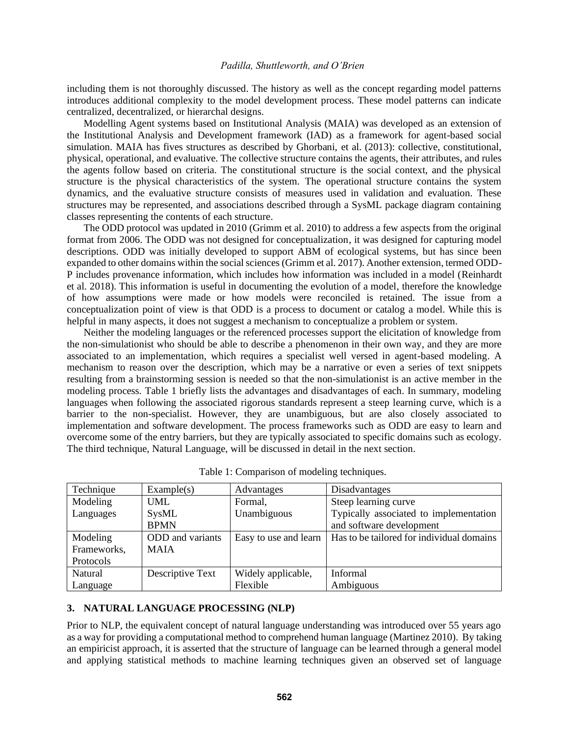including them is not thoroughly discussed. The history as well as the concept regarding model patterns introduces additional complexity to the model development process. These model patterns can indicate centralized, decentralized, or hierarchal designs.

Modelling Agent systems based on Institutional Analysis (MAIA) was developed as an extension of the Institutional Analysis and Development framework (IAD) as a framework for agent-based social simulation. MAIA has fives structures as described by Ghorbani, et al. (2013): collective, constitutional, physical, operational, and evaluative. The collective structure contains the agents, their attributes, and rules the agents follow based on criteria. The constitutional structure is the social context, and the physical structure is the physical characteristics of the system. The operational structure contains the system dynamics, and the evaluative structure consists of measures used in validation and evaluation. These structures may be represented, and associations described through a SysML package diagram containing classes representing the contents of each structure.

The ODD protocol was updated in 2010 (Grimm et al. 2010) to address a few aspects from the original format from 2006. The ODD was not designed for conceptualization, it was designed for capturing model descriptions. ODD was initially developed to support ABM of ecological systems, but has since been expanded to other domains within the social sciences (Grimm et al. 2017). Another extension, termed ODD-P includes provenance information, which includes how information was included in a model (Reinhardt et al. 2018). This information is useful in documenting the evolution of a model, therefore the knowledge of how assumptions were made or how models were reconciled is retained. The issue from a conceptualization point of view is that ODD is a process to document or catalog a model. While this is helpful in many aspects, it does not suggest a mechanism to conceptualize a problem or system.

Neither the modeling languages or the referenced processes support the elicitation of knowledge from the non-simulationist who should be able to describe a phenomenon in their own way, and they are more associated to an implementation, which requires a specialist well versed in agent-based modeling. A mechanism to reason over the description, which may be a narrative or even a series of text snippets resulting from a brainstorming session is needed so that the non-simulationist is an active member in the modeling process. Table 1 briefly lists the advantages and disadvantages of each. In summary, modeling languages when following the associated rigorous standards represent a steep learning curve, which is a barrier to the non-specialist. However, they are unambiguous, but are also closely associated to implementation and software development. The process frameworks such as ODD are easy to learn and overcome some of the entry barriers, but they are typically associated to specific domains such as ecology. The third technique, Natural Language, will be discussed in detail in the next section.

Table 1: Comparison of modeling techniques.

| Technique | Example(s) | Advantages | Disadvantages |
| --- | --- | --- | --- |
| Modeling Languages | UML<br>SysML<br>BPMN | Formal,<br>Unambiguous | Steep learning curve<br>Typically associated to implementation and software development |
| Modeling Frameworks, Protocols | ODD and variants<br>MAIA | Easy to use and learn | Has to be tailored for individual domains |
| Natural Language | Descriptive Text | Widely applicable,<br>Flexible | Informal<br>Ambiguous |

## 3. NATURAL LANGUAGE PROCESSING (NLP)

Prior to NLP, the equivalent concept of natural language understanding was introduced over 55 years ago as a way for providing a computational method to comprehend human language (Martinez 2010). By taking an empiricist approach, it is asserted that the structure of language can be learned through a general model and applying statistical methods to machine learning techniques given an observed set of language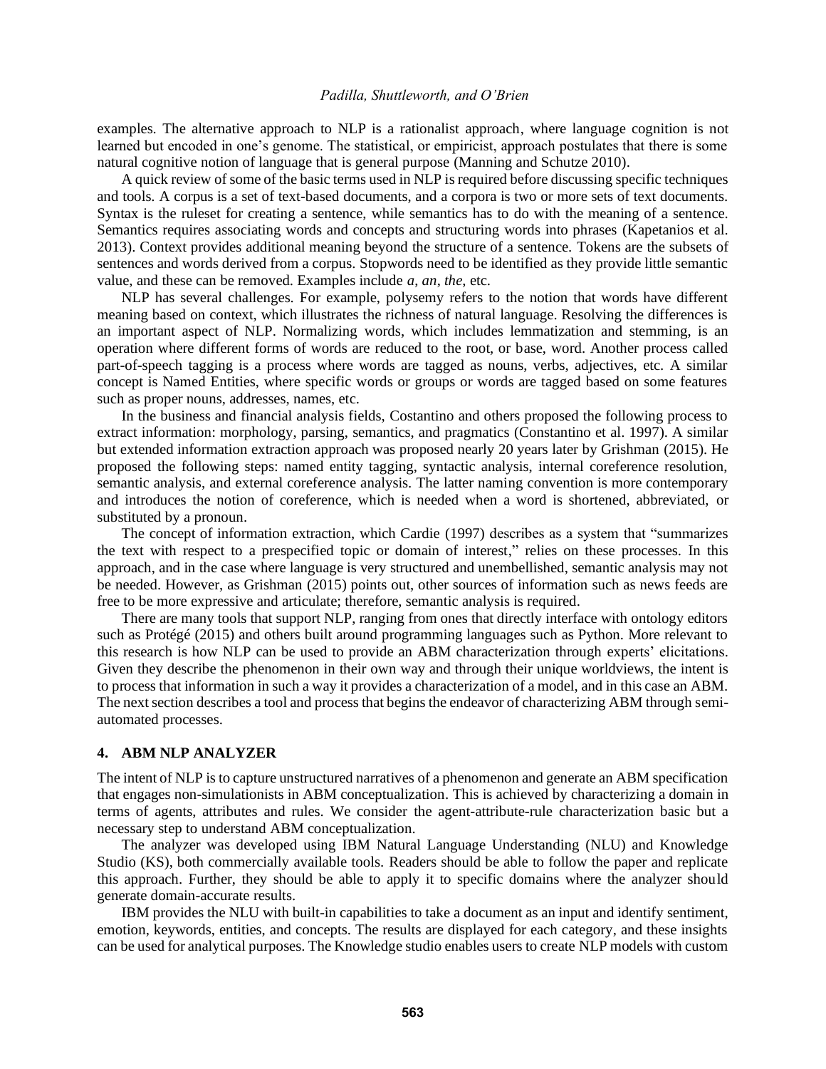examples. The alternative approach to NLP is a rationalist approach, where language cognition is not learned but encoded in one's genome. The statistical, or empiricist, approach postulates that there is some natural cognitive notion of language that is general purpose (Manning and Schutze 2010).

A quick review of some of the basic terms used in NLP is required before discussing specific techniques and tools. A corpus is a set of text-based documents, and a corpora is two or more sets of text documents. Syntax is the ruleset for creating a sentence, while semantics has to do with the meaning of a sentence. Semantics requires associating words and concepts and structuring words into phrases (Kapetanios et al. 2013). Context provides additional meaning beyond the structure of a sentence. Tokens are the subsets of sentences and words derived from a corpus. Stopwords need to be identified as they provide little semantic value, and these can be removed. Examples include *a*, *an*, *the*, etc.

NLP has several challenges. For example, polysemy refers to the notion that words have different meaning based on context, which illustrates the richness of natural language. Resolving the differences is an important aspect of NLP. Normalizing words, which includes lemmatization and stemming, is an operation where different forms of words are reduced to the root, or base, word. Another process called part-of-speech tagging is a process where words are tagged as nouns, verbs, adjectives, etc. A similar concept is Named Entities, where specific words or groups or words are tagged based on some features such as proper nouns, addresses, names, etc.

In the business and financial analysis fields, Costantino and others proposed the following process to extract information: morphology, parsing, semantics, and pragmatics (Constantino et al. 1997). A similar but extended information extraction approach was proposed nearly 20 years later by Grishman (2015). He proposed the following steps: named entity tagging, syntactic analysis, internal coreference resolution, semantic analysis, and external coreference analysis. The latter naming convention is more contemporary and introduces the notion of coreference, which is needed when a word is shortened, abbreviated, or substituted by a pronoun.

The concept of information extraction, which Cardie (1997) describes as a system that "summarizes the text with respect to a prespecified topic or domain of interest," relies on these processes. In this approach, and in the case where language is very structured and unembellished, semantic analysis may not be needed. However, as Grishman (2015) points out, other sources of information such as news feeds are free to be more expressive and articulate; therefore, semantic analysis is required.

There are many tools that support NLP, ranging from ones that directly interface with ontology editors such as Protégé (2015) and others built around programming languages such as Python. More relevant to this research is how NLP can be used to provide an ABM characterization through experts' elicitations. Given they describe the phenomenon in their own way and through their unique worldviews, the intent is to process that information in such a way it provides a characterization of a model, and in this case an ABM. The next section describes a tool and process that begins the endeavor of characterizing ABM through semi-automated processes.

## 4. ABM NLP ANALYZER

The intent of NLP is to capture unstructured narratives of a phenomenon and generate an ABM specification that engages non-simulationists in ABM conceptualization. This is achieved by characterizing a domain in terms of agents, attributes and rules. We consider the agent-attribute-rule characterization basic but a necessary step to understand ABM conceptualization.

The analyzer was developed using IBM Natural Language Understanding (NLU) and Knowledge Studio (KS), both commercially available tools. Readers should be able to follow the paper and replicate this approach. Further, they should be able to apply it to specific domains where the analyzer should generate domain-accurate results.

IBM provides the NLU with built-in capabilities to take a document as an input and identify sentiment, emotion, keywords, entities, and concepts. The results are displayed for each category, and these insights can be used for analytical purposes. The Knowledge studio enables users to create NLP models with custom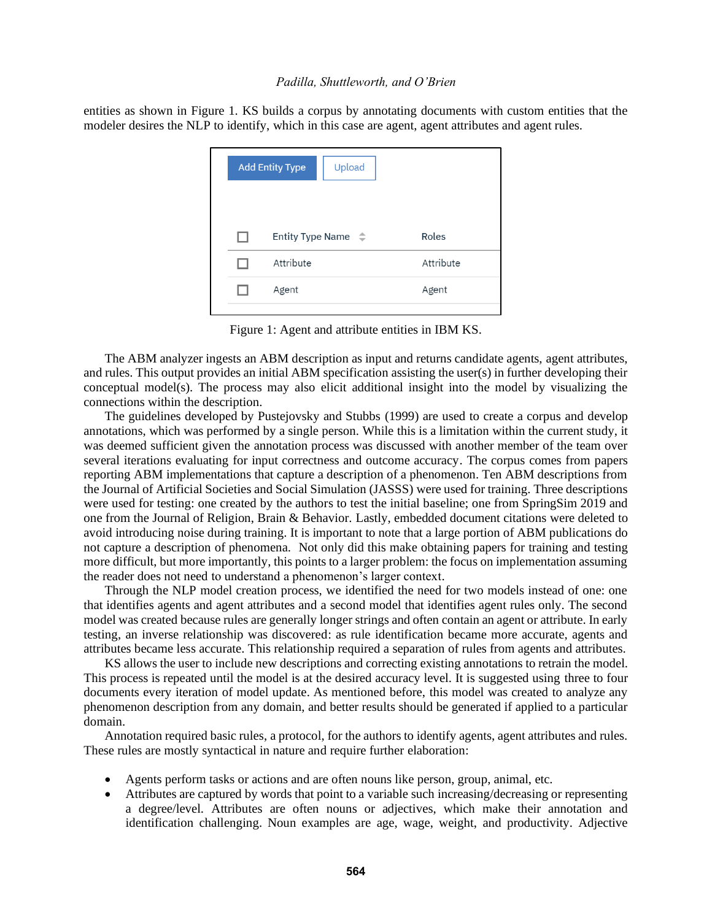entities as shown in Figure 1. KS builds a corpus by annotating documents with custom entities that the modeler desires the NLP to identify, which in this case are agent, agent attributes and agent rules.

| Entity Type Name | Roles |
| --- | --- |
| Attribute | Attribute |
| Agent | Agent |

Figure 1: Agent and attribute entities in IBM KS.

The ABM analyzer ingests an ABM description as input and returns candidate agents, agent attributes, and rules. This output provides an initial ABM specification assisting the user(s) in further developing their conceptual model(s). The process may also elicit additional insight into the model by visualizing the connections within the description.

The guidelines developed by Pustejovsky and Stubbs (1999) are used to create a corpus and develop annotations, which was performed by a single person. While this is a limitation within the current study, it was deemed sufficient given the annotation process was discussed with another member of the team over several iterations evaluating for input correctness and outcome accuracy. The corpus comes from papers reporting ABM implementations that capture a description of a phenomenon. Ten ABM descriptions from the Journal of Artificial Societies and Social Simulation (JASSS) were used for training. Three descriptions were used for testing: one created by the authors to test the initial baseline; one from SpringSim 2019 and one from the Journal of Religion, Brain & Behavior. Lastly, embedded document citations were deleted to avoid introducing noise during training. It is important to note that a large portion of ABM publications do not capture a description of phenomena. Not only did this make obtaining papers for training and testing more difficult, but more importantly, this points to a larger problem: the focus on implementation assuming the reader does not need to understand a phenomenon's larger context.

Through the NLP model creation process, we identified the need for two models instead of one: one that identifies agents and agent attributes and a second model that identifies agent rules only. The second model was created because rules are generally longer strings and often contain an agent or attribute. In early testing, an inverse relationship was discovered: as rule identification became more accurate, agents and attributes became less accurate. This relationship required a separation of rules from agents and attributes.

KS allows the user to include new descriptions and correcting existing annotations to retrain the model. This process is repeated until the model is at the desired accuracy level. It is suggested using three to four documents every iteration of model update. As mentioned before, this model was created to analyze any phenomenon description from any domain, and better results should be generated if applied to a particular domain.

Annotation required basic rules, a protocol, for the authors to identify agents, agent attributes and rules. These rules are mostly syntactical in nature and require further elaboration:

- Agents perform tasks or actions and are often nouns like person, group, animal, etc.
- Attributes are captured by words that point to a variable such increasing/decreasing or representing a degree/level. Attributes are often nouns or adjectives, which make their annotation and identification challenging. Noun examples are age, wage, weight, and productivity. Adjective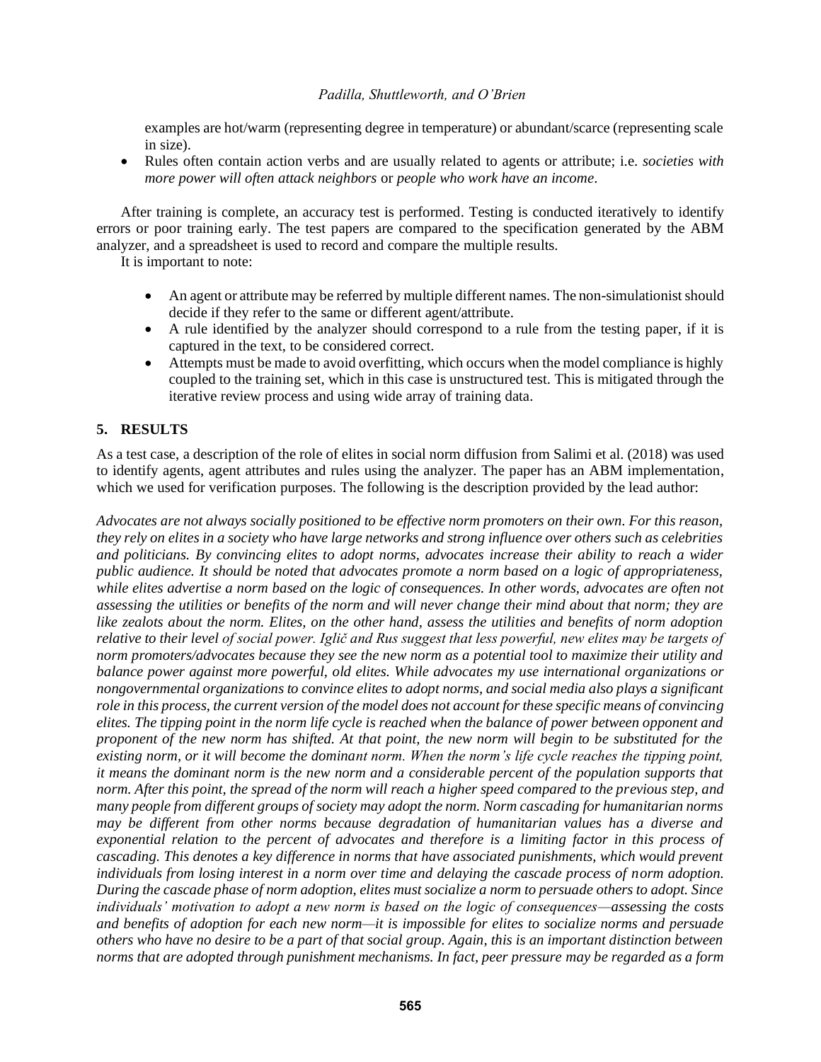examples are hot/warm (representing degree in temperature) or abundant/scarce (representing scale in size).

- Rules often contain action verbs and are usually related to agents or attribute; i.e. *societies with more power will often attack neighbors* or *people who work have an income*.

After training is complete, an accuracy test is performed. Testing is conducted iteratively to identify errors or poor training early. The test papers are compared to the specification generated by the ABM analyzer, and a spreadsheet is used to record and compare the multiple results.

It is important to note:

- An agent or attribute may be referred by multiple different names. The non-simulationist should decide if they refer to the same or different agent/attribute.
- A rule identified by the analyzer should correspond to a rule from the testing paper, if it is captured in the text, to be considered correct.
- Attempts must be made to avoid overfitting, which occurs when the model compliance is highly coupled to the training set, which in this case is unstructured test. This is mitigated through the iterative review process and using wide array of training data.

## 5. RESULTS

As a test case, a description of the role of elites in social norm diffusion from Salimi et al. (2018) was used to identify agents, agent attributes and rules using the analyzer. The paper has an ABM implementation, which we used for verification purposes. The following is the description provided by the lead author:

*Advocates are not always socially positioned to be effective norm promoters on their own. For this reason, they rely on elites in a society who have large networks and strong influence over others such as celebrities and politicians. By convincing elites to adopt norms, advocates increase their ability to reach a wider public audience. It should be noted that advocates promote a norm based on a logic of appropriateness, while elites advertise a norm based on the logic of consequences. In other words, advocates are often not assessing the utilities or benefits of the norm and will never change their mind about that norm; they are like zealots about the norm. Elites, on the other hand, assess the utilities and benefits of norm adoption relative to their level of social power. Iglič and Rus suggest that less powerful, new elites may be targets of norm promoters/advocates because they see the new norm as a potential tool to maximize their utility and balance power against more powerful, old elites. While advocates my use international organizations or nongovernmental organizations to convince elites to adopt norms, and social media also plays a significant role in this process, the current version of the model does not account for these specific means of convincing elites. The tipping point in the norm life cycle is reached when the balance of power between opponent and proponent of the new norm has shifted. At that point, the new norm will begin to be substituted for the existing norm, or it will become the dominant norm. When the norm's life cycle reaches the tipping point, it means the dominant norm is the new norm and a considerable percent of the population supports that norm. After this point, the spread of the norm will reach a higher speed compared to the previous step, and many people from different groups of society may adopt the norm. Norm cascading for humanitarian norms may be different from other norms because degradation of humanitarian values has a diverse and exponential relation to the percent of advocates and therefore is a limiting factor in this process of cascading. This denotes a key difference in norms that have associated punishments, which would prevent individuals from losing interest in a norm over time and delaying the cascade process of norm adoption. During the cascade phase of norm adoption, elites must socialize a norm to persuade others to adopt. Since individuals' motivation to adopt a new norm is based on the logic of consequences—assessing the costs and benefits of adoption for each new norm—it is impossible for elites to socialize norms and persuade others who have no desire to be a part of that social group. Again, this is an important distinction between norms that are adopted through punishment mechanisms. In fact, peer pressure may be regarded as a form*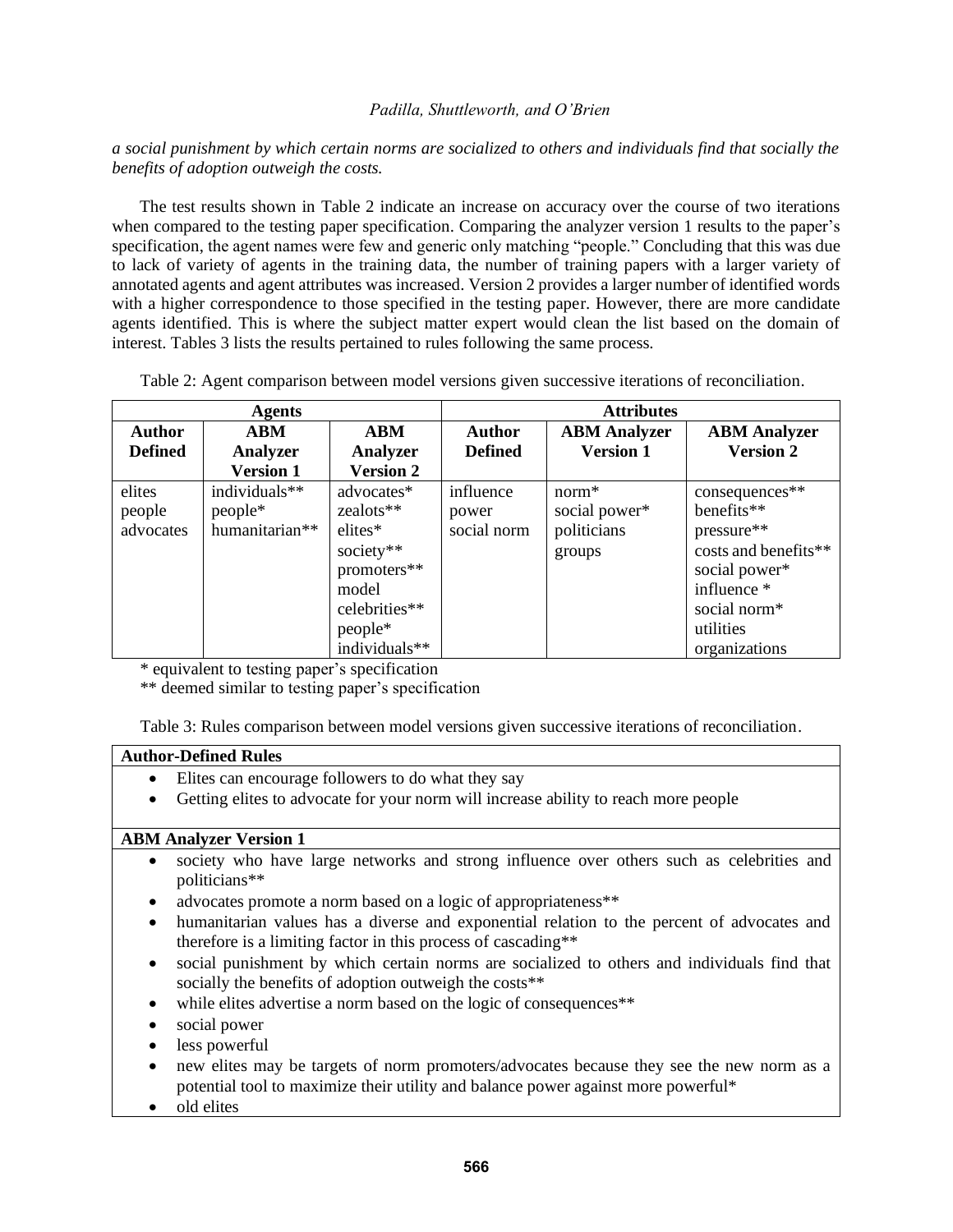*a social punishment by which certain norms are socialized to others and individuals find that socially the benefits of adoption outweigh the costs.*

The test results shown in Table 2 indicate an increase on accuracy over the course of two iterations when compared to the testing paper specification. Comparing the analyzer version 1 results to the paper's specification, the agent names were few and generic only matching "people." Concluding that this was due to lack of variety of agents in the training data, the number of training papers with a larger variety of annotated agents and agent attributes was increased. Version 2 provides a larger number of identified words with a higher correspondence to those specified in the testing paper. However, there are more candidate agents identified. This is where the subject matter expert would clean the list based on the domain of interest. Tables 3 lists the results pertained to rules following the same process.

Table 2: Agent comparison between model versions given successive iterations of reconciliation.

| Agents | | | Attributes | | |
|---|---|---|---|---|---|
| **Author Defined** | **ABM Analyzer Version 1** | **ABM Analyzer Version 2** | **Author Defined** | **ABM Analyzer Version 1** | **ABM Analyzer Version 2** |
| elites<br>people<br>advocates | individuals**<br>people*<br>humanitarian** | advocates*<br>zealots**<br>elites*<br>society**<br>promoters**<br>model<br>celebrities**<br>people*<br>individuals** | influence<br>power<br>social norm | norm*<br>social power*<br>politicians<br>groups | consequences**<br>benefits**<br>pressure**<br>costs and benefits**<br>social power*<br>influence *<br>social norm*<br>utilities<br>organizations |

\* equivalent to testing paper's specification

\** deemed similar to testing paper's specification

Table 3: Rules comparison between model versions given successive iterations of reconciliation.

**Author-Defined Rules**

- Elites can encourage followers to do what they say
- Getting elites to advocate for your norm will increase ability to reach more people

**ABM Analyzer Version 1**

- society who have large networks and strong influence over others such as celebrities and politicians**
- advocates promote a norm based on a logic of appropriateness**
- humanitarian values has a diverse and exponential relation to the percent of advocates and therefore is a limiting factor in this process of cascading**
- social punishment by which certain norms are socialized to others and individuals find that socially the benefits of adoption outweigh the costs**
- while elites advertise a norm based on the logic of consequences**
- social power
- less powerful
- new elites may be targets of norm promoters/advocates because they see the new norm as a potential tool to maximize their utility and balance power against more powerful*
- old elites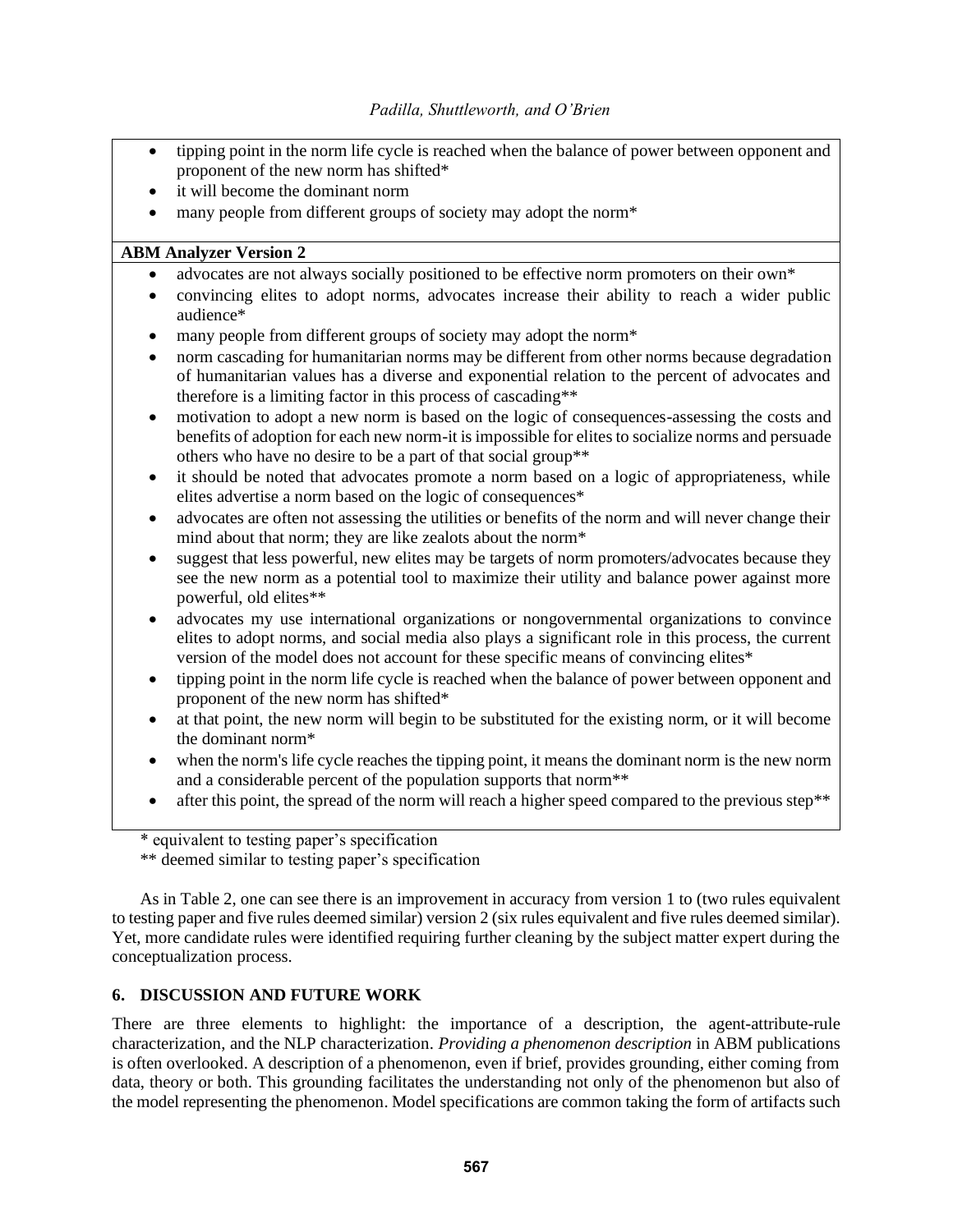- tipping point in the norm life cycle is reached when the balance of power between opponent and proponent of the new norm has shifted*
- it will become the dominant norm
- many people from different groups of society may adopt the norm*

**ABM Analyzer Version 2**

- advocates are not always socially positioned to be effective norm promoters on their own*
- convincing elites to adopt norms, advocates increase their ability to reach a wider public audience*
- many people from different groups of society may adopt the norm*
- norm cascading for humanitarian norms may be different from other norms because degradation of humanitarian values has a diverse and exponential relation to the percent of advocates and therefore is a limiting factor in this process of cascading**
- motivation to adopt a new norm is based on the logic of consequences-assessing the costs and benefits of adoption for each new norm-it is impossible for elites to socialize norms and persuade others who have no desire to be a part of that social group**
- it should be noted that advocates promote a norm based on a logic of appropriateness, while elites advertise a norm based on the logic of consequences*
- advocates are often not assessing the utilities or benefits of the norm and will never change their mind about that norm; they are like zealots about the norm*
- suggest that less powerful, new elites may be targets of norm promoters/advocates because they see the new norm as a potential tool to maximize their utility and balance power against more powerful, old elites**
- advocates my use international organizations or nongovernmental organizations to convince elites to adopt norms, and social media also plays a significant role in this process, the current version of the model does not account for these specific means of convincing elites*
- tipping point in the norm life cycle is reached when the balance of power between opponent and proponent of the new norm has shifted*
- at that point, the new norm will begin to be substituted for the existing norm, or it will become the dominant norm*
- when the norm's life cycle reaches the tipping point, it means the dominant norm is the new norm and a considerable percent of the population supports that norm**
- after this point, the spread of the norm will reach a higher speed compared to the previous step**

\* equivalent to testing paper's specification

\*\* deemed similar to testing paper's specification

As in Table 2, one can see there is an improvement in accuracy from version 1 to (two rules equivalent to testing paper and five rules deemed similar) version 2 (six rules equivalent and five rules deemed similar). Yet, more candidate rules were identified requiring further cleaning by the subject matter expert during the conceptualization process.

## 6. DISCUSSION AND FUTURE WORK

There are three elements to highlight: the importance of a description, the agent-attribute-rule characterization, and the NLP characterization. *Providing a phenomenon description* in ABM publications is often overlooked. A description of a phenomenon, even if brief, provides grounding, either coming from data, theory or both. This grounding facilitates the understanding not only of the phenomenon but also of the model representing the phenomenon. Model specifications are common taking the form of artifacts such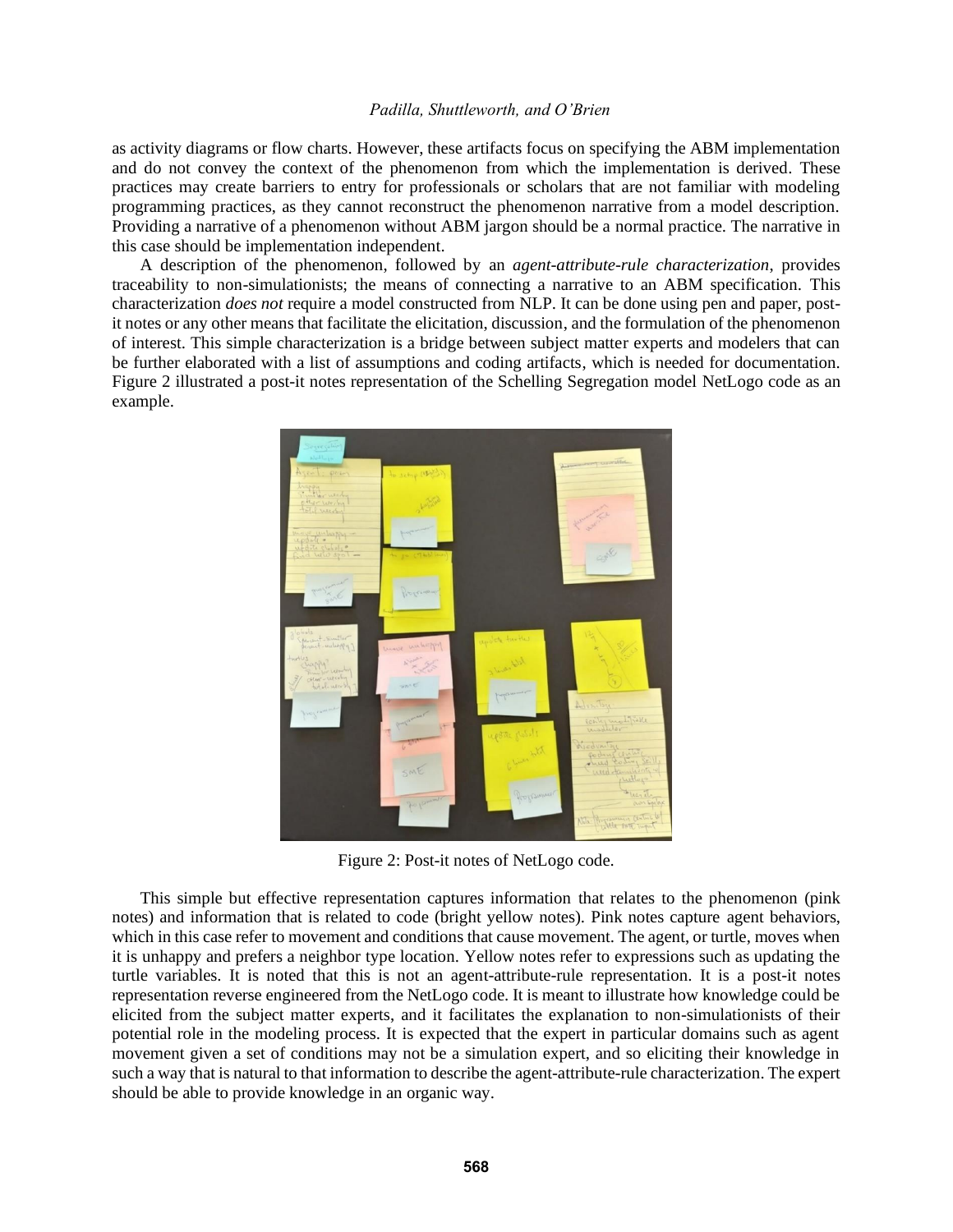as activity diagrams or flow charts. However, these artifacts focus on specifying the ABM implementation and do not convey the context of the phenomenon from which the implementation is derived. These practices may create barriers to entry for professionals or scholars that are not familiar with modeling programming practices, as they cannot reconstruct the phenomenon narrative from a model description. Providing a narrative of a phenomenon without ABM jargon should be a normal practice. The narrative in this case should be implementation independent.

A description of the phenomenon, followed by an *agent-attribute-rule characterization*, provides traceability to non-simulationists; the means of connecting a narrative to an ABM specification. This characterization *does not* require a model constructed from NLP. It can be done using pen and paper, post-it notes or any other means that facilitate the elicitation, discussion, and the formulation of the phenomenon of interest. This simple characterization is a bridge between subject matter experts and modelers that can be further elaborated with a list of assumptions and coding artifacts, which is needed for documentation. Figure 2 illustrated a post-it notes representation of the Schelling Segregation model NetLogo code as an example.

Figure 2: Post-it notes of NetLogo code.

This simple but effective representation captures information that relates to the phenomenon (pink notes) and information that is related to code (bright yellow notes). Pink notes capture agent behaviors, which in this case refer to movement and conditions that cause movement. The agent, or turtle, moves when it is unhappy and prefers a neighbor type location. Yellow notes refer to expressions such as updating the turtle variables. It is noted that this is not an agent-attribute-rule representation. It is a post-it notes representation reverse engineered from the NetLogo code. It is meant to illustrate how knowledge could be elicited from the subject matter experts, and it facilitates the explanation to non-simulationists of their potential role in the modeling process. It is expected that the expert in particular domains such as agent movement given a set of conditions may not be a simulation expert, and so eliciting their knowledge in such a way that is natural to that information to describe the agent-attribute-rule characterization. The expert should be able to provide knowledge in an organic way.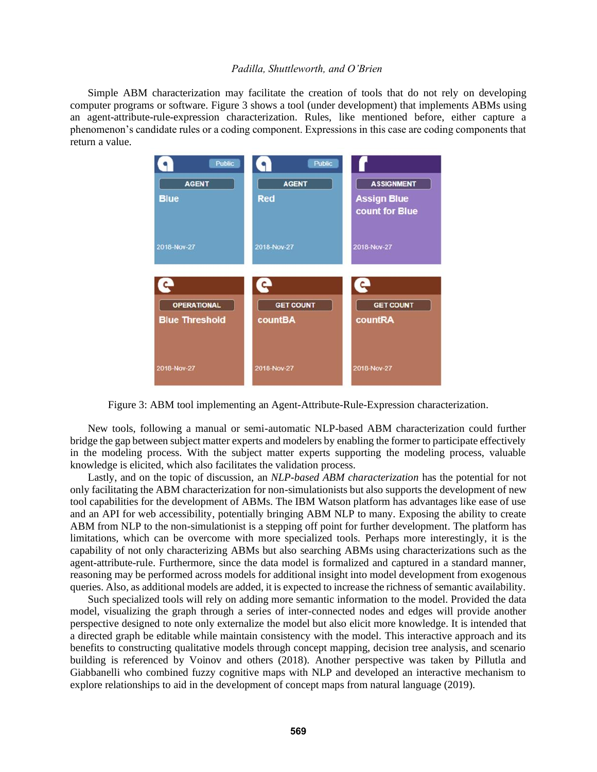Simple ABM characterization may facilitate the creation of tools that do not rely on developing computer programs or software. Figure 3 shows a tool (under development) that implements ABMs using an agent-attribute-rule-expression characterization. Rules, like mentioned before, either capture a phenomenon's candidate rules or a coding component. Expressions in this case are coding components that return a value.

Figure 3: ABM tool implementing an Agent-Attribute-Rule-Expression characterization.

New tools, following a manual or semi-automatic NLP-based ABM characterization could further bridge the gap between subject matter experts and modelers by enabling the former to participate effectively in the modeling process. With the subject matter experts supporting the modeling process, valuable knowledge is elicited, which also facilitates the validation process.

Lastly, and on the topic of discussion, an *NLP-based ABM characterization* has the potential for not only facilitating the ABM characterization for non-simulationists but also supports the development of new tool capabilities for the development of ABMs. The IBM Watson platform has advantages like ease of use and an API for web accessibility, potentially bringing ABM NLP to many. Exposing the ability to create ABM from NLP to the non-simulationist is a stepping off point for further development. The platform has limitations, which can be overcome with more specialized tools. Perhaps more interestingly, it is the capability of not only characterizing ABMs but also searching ABMs using characterizations such as the agent-attribute-rule. Furthermore, since the data model is formalized and captured in a standard manner, reasoning may be performed across models for additional insight into model development from exogenous queries. Also, as additional models are added, it is expected to increase the richness of semantic availability.

Such specialized tools will rely on adding more semantic information to the model. Provided the data model, visualizing the graph through a series of inter-connected nodes and edges will provide another perspective designed to note only externalize the model but also elicit more knowledge. It is intended that a directed graph be editable while maintain consistency with the model. This interactive approach and its benefits to constructing qualitative models through concept mapping, decision tree analysis, and scenario building is referenced by Voinov and others (2018). Another perspective was taken by Pillutla and Giabbanelli who combined fuzzy cognitive maps with NLP and developed an interactive mechanism to explore relationships to aid in the development of concept maps from natural language (2019).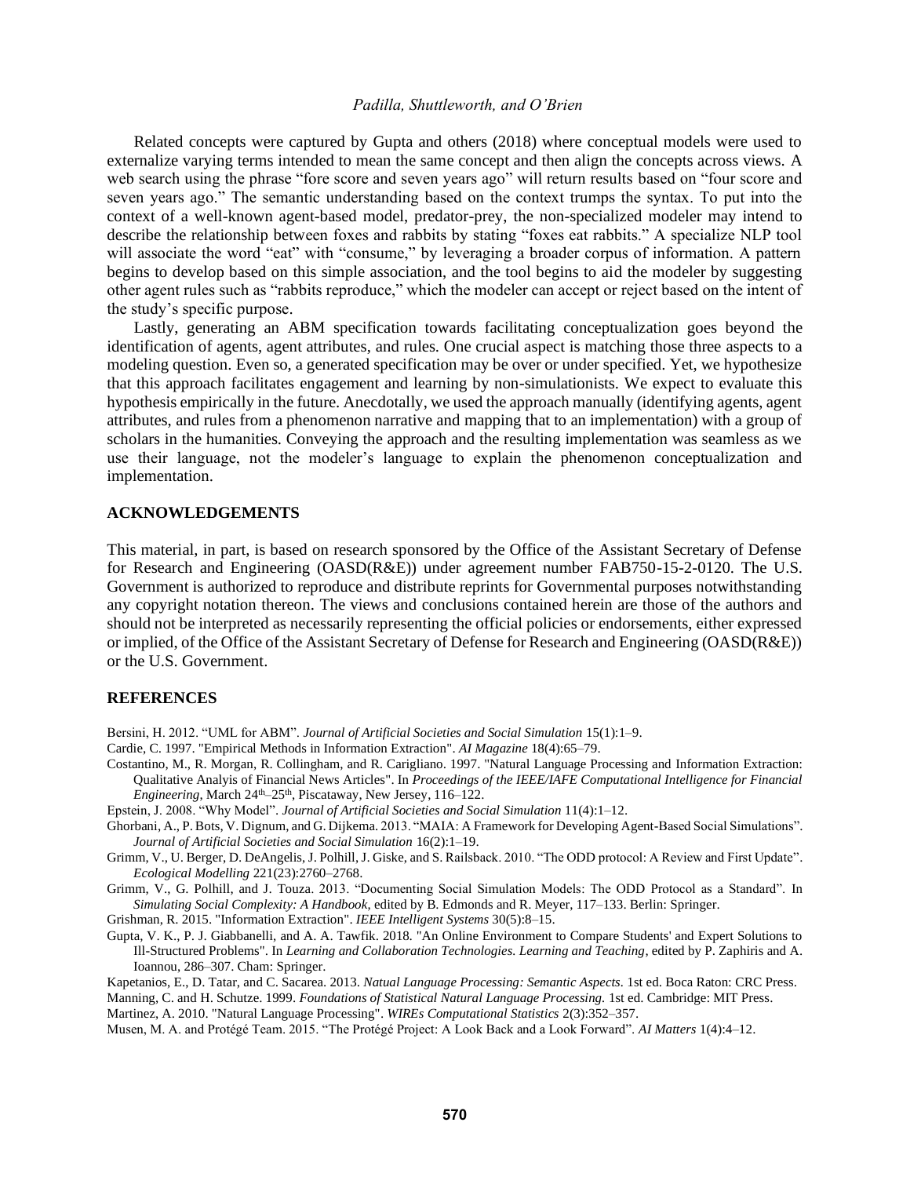Related concepts were captured by Gupta and others (2018) where conceptual models were used to externalize varying terms intended to mean the same concept and then align the concepts across views. A web search using the phrase "fore score and seven years ago" will return results based on "four score and seven years ago." The semantic understanding based on the context trumps the syntax. To put into the context of a well-known agent-based model, predator-prey, the non-specialized modeler may intend to describe the relationship between foxes and rabbits by stating "foxes eat rabbits." A specialize NLP tool will associate the word "eat" with "consume," by leveraging a broader corpus of information. A pattern begins to develop based on this simple association, and the tool begins to aid the modeler by suggesting other agent rules such as "rabbits reproduce," which the modeler can accept or reject based on the intent of the study's specific purpose.

Lastly, generating an ABM specification towards facilitating conceptualization goes beyond the identification of agents, agent attributes, and rules. One crucial aspect is matching those three aspects to a modeling question. Even so, a generated specification may be over or under specified. Yet, we hypothesize that this approach facilitates engagement and learning by non-simulationists. We expect to evaluate this hypothesis empirically in the future. Anecdotally, we used the approach manually (identifying agents, agent attributes, and rules from a phenomenon narrative and mapping that to an implementation) with a group of scholars in the humanities. Conveying the approach and the resulting implementation was seamless as we use their language, not the modeler's language to explain the phenomenon conceptualization and implementation.

## ACKNOWLEDGEMENTS

This material, in part, is based on research sponsored by the Office of the Assistant Secretary of Defense for Research and Engineering (OASD(R&E)) under agreement number FAB750-15-2-0120. The U.S. Government is authorized to reproduce and distribute reprints for Governmental purposes notwithstanding any copyright notation thereon. The views and conclusions contained herein are those of the authors and should not be interpreted as necessarily representing the official policies or endorsements, either expressed or implied, of the Office of the Assistant Secretary of Defense for Research and Engineering (OASD(R&E)) or the U.S. Government.

## REFERENCES

Bersini, H. 2012. "UML for ABM". *Journal of Artificial Societies and Social Simulation* 15(1):1–9.

Cardie, C. 1997. "Empirical Methods in Information Extraction". *AI Magazine* 18(4):65–79.

Costantino, M., R. Morgan, R. Collingham, and R. Carigliano. 1997. "Natural Language Processing and Information Extraction: Qualitative Analyis of Financial News Articles". In *Proceedings of the IEEE/IAFE Computational Intelligence for Financial Engineering*, March 24th–25th, Piscataway, New Jersey, 116–122.

Epstein, J. 2008. "Why Model". *Journal of Artificial Societies and Social Simulation* 11(4):1–12.

Ghorbani, A., P. Bots, V. Dignum, and G. Dijkema. 2013. "MAIA: A Framework for Developing Agent-Based Social Simulations". *Journal of Artificial Societies and Social Simulation* 16(2):1–19.

Grimm, V., U. Berger, D. DeAngelis, J. Polhill, J. Giske, and S. Railsback. 2010. "The ODD protocol: A Review and First Update". *Ecological Modelling* 221(23):2760–2768.

Grimm, V., G. Polhill, and J. Touza. 2013. "Documenting Social Simulation Models: The ODD Protocol as a Standard". In *Simulating Social Complexity: A Handbook*, edited by B. Edmonds and R. Meyer, 117–133. Berlin: Springer.

Grishman, R. 2015. "Information Extraction". *IEEE Intelligent Systems* 30(5):8–15.

Gupta, V. K., P. J. Giabbanelli, and A. A. Tawfik. 2018. "An Online Environment to Compare Students' and Expert Solutions to Ill-Structured Problems". In *Learning and Collaboration Technologies. Learning and Teaching*, edited by P. Zaphiris and A. Ioannou, 286–307. Cham: Springer.

Kapetanios, E., D. Tatar, and C. Sacarea. 2013. *Natual Language Processing: Semantic Aspects.* 1st ed. Boca Raton: CRC Press.

Manning, C. and H. Schutze. 1999. *Foundations of Statistical Natural Language Processing.* 1st ed. Cambridge: MIT Press.

Martinez, A. 2010. "Natural Language Processing". *WIREs Computational Statistics* 2(3):352–357.

Musen, M. A. and Protégé Team. 2015. "The Protégé Project: A Look Back and a Look Forward". *AI Matters* 1(4):4–12.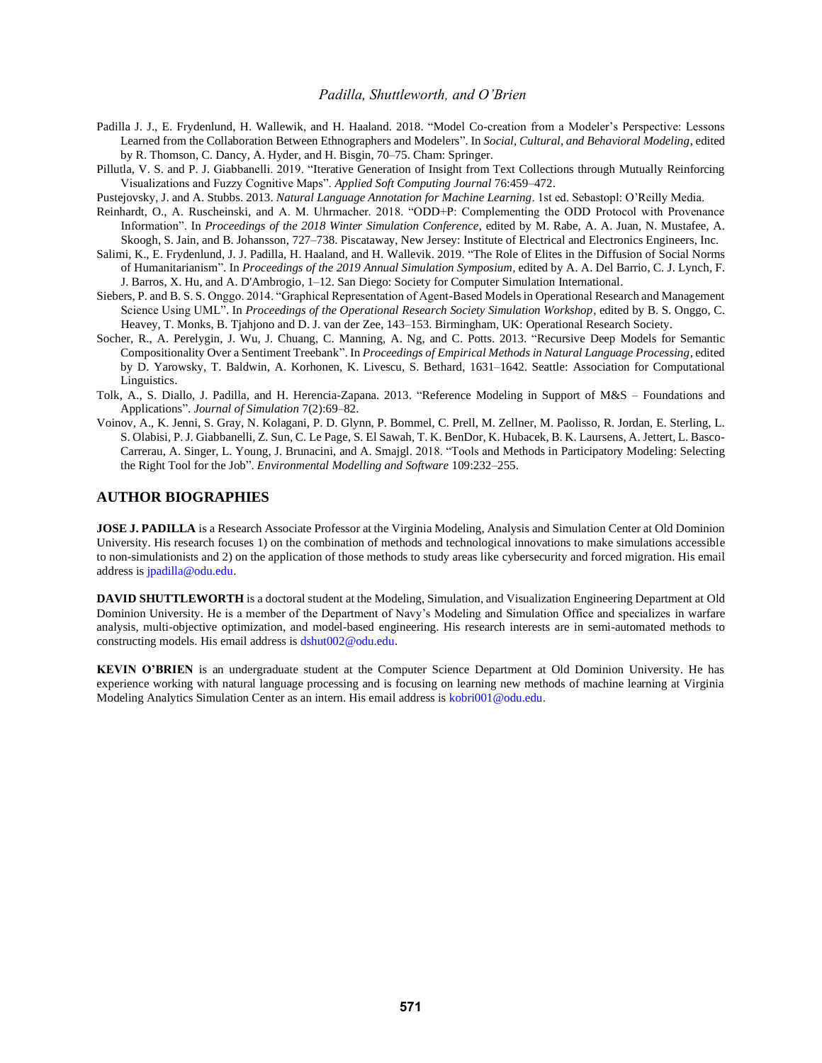Padilla J. J., E. Frydenlund, H. Wallewik, and H. Haaland. 2018. "Model Co-creation from a Modeler's Perspective: Lessons Learned from the Collaboration Between Ethnographers and Modelers". In *Social, Cultural, and Behavioral Modeling*, edited by R. Thomson, C. Dancy, A. Hyder, and H. Bisgin, 70–75. Cham: Springer.

Pillutla, V. S. and P. J. Giabbanelli. 2019. "Iterative Generation of Insight from Text Collections through Mutually Reinforcing Visualizations and Fuzzy Cognitive Maps". *Applied Soft Computing Journal* 76:459–472.

Pustejovsky, J. and A. Stubbs. 2013. *Natural Language Annotation for Machine Learning*. 1st ed. Sebastopl: O'Reilly Media.

Reinhardt, O., A. Ruscheinski, and A. M. Uhrmacher. 2018. "ODD+P: Complementing the ODD Protocol with Provenance Information". In *Proceedings of the 2018 Winter Simulation Conference*, edited by M. Rabe, A. A. Juan, N. Mustafee, A. Skoogh, S. Jain, and B. Johansson, 727–738. Piscataway, New Jersey: Institute of Electrical and Electronics Engineers, Inc.

Salimi, K., E. Frydenlund, J. J. Padilla, H. Haaland, and H. Wallevik. 2019. "The Role of Elites in the Diffusion of Social Norms of Humanitarianism". In *Proceedings of the 2019 Annual Simulation Symposium*, edited by A. A. Del Barrio, C. J. Lynch, F. J. Barros, X. Hu, and A. D'Ambrogio, 1–12. San Diego: Society for Computer Simulation International.

Siebers, P. and B. S. S. Onggo. 2014. "Graphical Representation of Agent-Based Models in Operational Research and Management Science Using UML". In *Proceedings of the Operational Research Society Simulation Workshop*, edited by B. S. Onggo, C. Heavey, T. Monks, B. Tjahjono and D. J. van der Zee, 143–153. Birmingham, UK: Operational Research Society.

Socher, R., A. Perelygin, J. Wu, J. Chuang, C. Manning, A. Ng, and C. Potts. 2013. "Recursive Deep Models for Semantic Compositionality Over a Sentiment Treebank". In *Proceedings of Empirical Methods in Natural Language Processing*, edited by D. Yarowsky, T. Baldwin, A. Korhonen, K. Livescu, S. Bethard, 1631–1642. Seattle: Association for Computational Linguistics.

Tolk, A., S. Diallo, J. Padilla, and H. Herencia-Zapana. 2013. "Reference Modeling in Support of M&S – Foundations and Applications". *Journal of Simulation* 7(2):69–82.

Voinov, A., K. Jenni, S. Gray, N. Kolagani, P. D. Glynn, P. Bommel, C. Prell, M. Zellner, M. Paolisso, R. Jordan, E. Sterling, L. S. Olabisi, P. J. Giabbanelli, Z. Sun, C. Le Page, S. El Sawah, T. K. BenDor, K. Hubacek, B. K. Laursens, A. Jettert, L. Basco-Carrerau, A. Singer, L. Young, J. Brunacini, and A. Smajgl. 2018. "Tools and Methods in Participatory Modeling: Selecting the Right Tool for the Job". *Environmental Modelling and Software* 109:232–255.

## AUTHOR BIOGRAPHIES

**JOSE J. PADILLA** is a Research Associate Professor at the Virginia Modeling, Analysis and Simulation Center at Old Dominion University. His research focuses 1) on the combination of methods and technological innovations to make simulations accessible to non-simulationists and 2) on the application of those methods to study areas like cybersecurity and forced migration. His email address is jpadilla@odu.edu.

**DAVID SHUTTLEWORTH** is a doctoral student at the Modeling, Simulation, and Visualization Engineering Department at Old Dominion University. He is a member of the Department of Navy's Modeling and Simulation Office and specializes in warfare analysis, multi-objective optimization, and model-based engineering. His research interests are in semi-automated methods to constructing models. His email address is dshut002@odu.edu.

**KEVIN O'BRIEN** is an undergraduate student at the Computer Science Department at Old Dominion University. He has experience working with natural language processing and is focusing on learning new methods of machine learning at Virginia Modeling Analytics Simulation Center as an intern. His email address is kobri001@odu.edu.